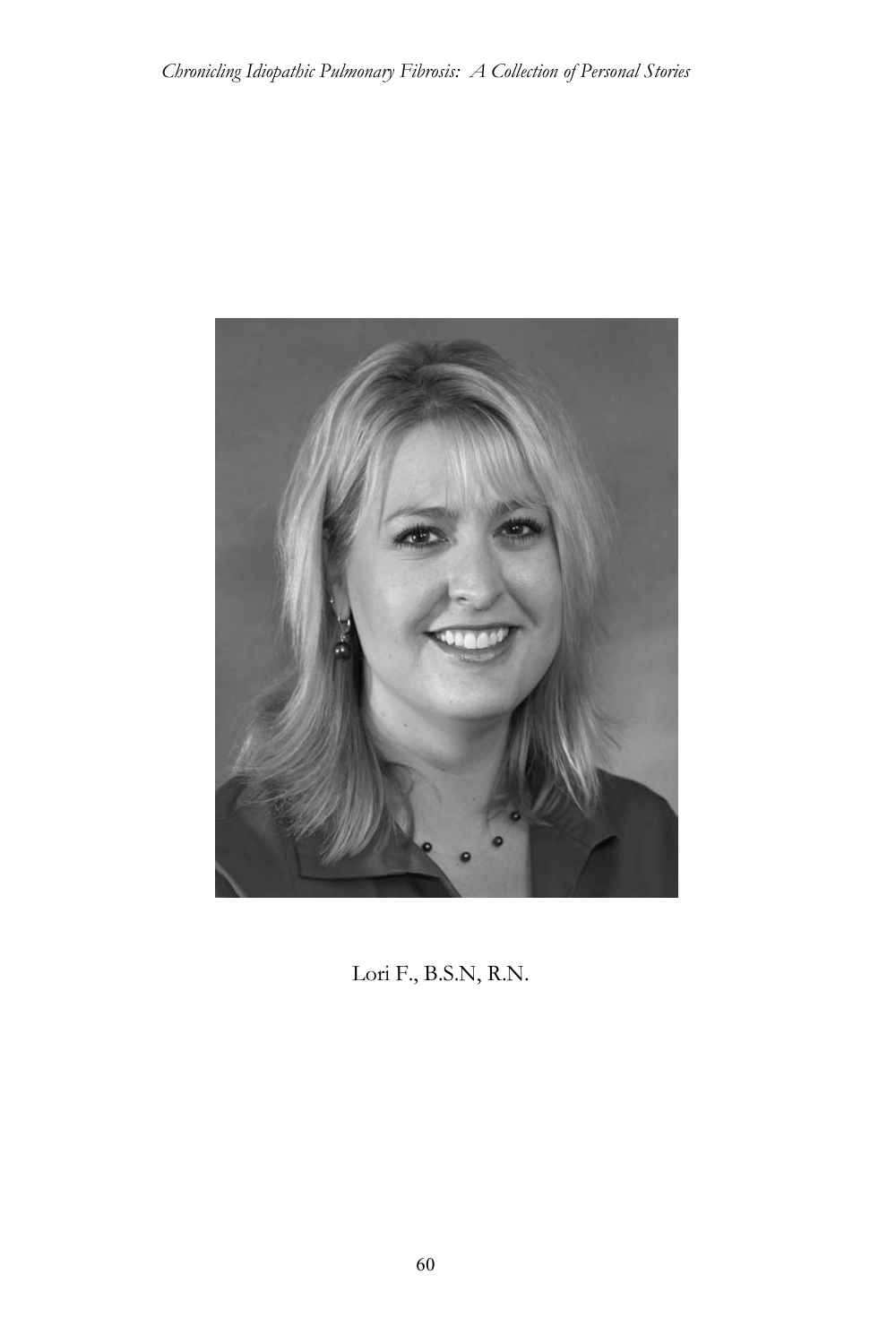Lori F., B.S.N, R.N.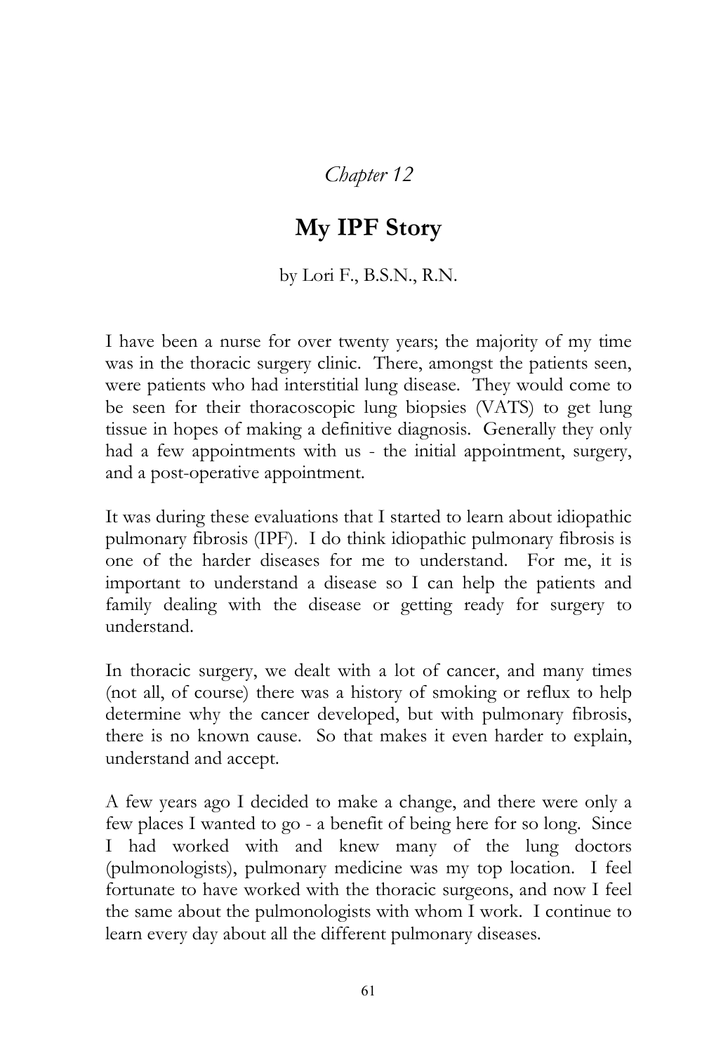*Chapter 12*

# My IPF Story

by Lori F., B.S.N., R.N.

I have been a nurse for over twenty years; the majority of my time was in the thoracic surgery clinic. There, amongst the patients seen, were patients who had interstitial lung disease. They would come to be seen for their thoracoscopic lung biopsies (VATS) to get lung tissue in hopes of making a definitive diagnosis. Generally they only had a few appointments with us - the initial appointment, surgery, and a post-operative appointment.

It was during these evaluations that I started to learn about idiopathic pulmonary fibrosis (IPF). I do think idiopathic pulmonary fibrosis is one of the harder diseases for me to understand. For me, it is important to understand a disease so I can help the patients and family dealing with the disease or getting ready for surgery to understand.

In thoracic surgery, we dealt with a lot of cancer, and many times (not all, of course) there was a history of smoking or reflux to help determine why the cancer developed, but with pulmonary fibrosis, there is no known cause. So that makes it even harder to explain, understand and accept.

A few years ago I decided to make a change, and there were only a few places I wanted to go - a benefit of being here for so long. Since I had worked with and knew many of the lung doctors (pulmonologists), pulmonary medicine was my top location. I feel fortunate to have worked with the thoracic surgeons, and now I feel the same about the pulmonologists with whom I work. I continue to learn every day about all the different pulmonary diseases.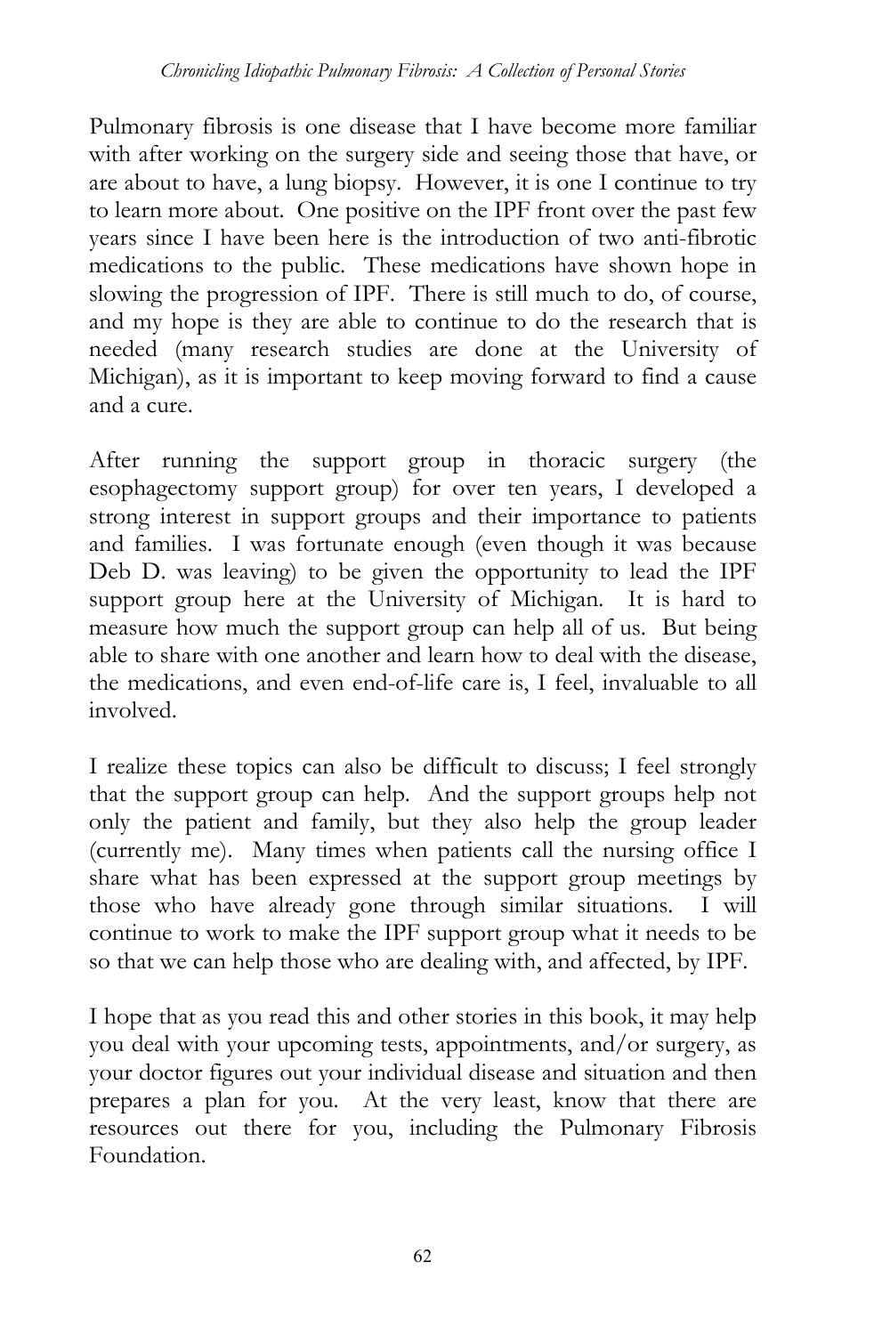Pulmonary fibrosis is one disease that I have become more familiar with after working on the surgery side and seeing those that have, or are about to have, a lung biopsy. However, it is one I continue to try to learn more about. One positive on the IPF front over the past few years since I have been here is the introduction of two anti-fibrotic medications to the public. These medications have shown hope in slowing the progression of IPF. There is still much to do, of course, and my hope is they are able to continue to do the research that is needed (many research studies are done at the University of Michigan), as it is important to keep moving forward to find a cause and a cure.

After running the support group in thoracic surgery (the esophagectomy support group) for over ten years, I developed a strong interest in support groups and their importance to patients and families. I was fortunate enough (even though it was because Deb D. was leaving) to be given the opportunity to lead the IPF support group here at the University of Michigan. It is hard to measure how much the support group can help all of us. But being able to share with one another and learn how to deal with the disease, the medications, and even end-of-life care is, I feel, invaluable to all involved.

I realize these topics can also be difficult to discuss; I feel strongly that the support group can help. And the support groups help not only the patient and family, but they also help the group leader (currently me). Many times when patients call the nursing office I share what has been expressed at the support group meetings by those who have already gone through similar situations. I will continue to work to make the IPF support group what it needs to be so that we can help those who are dealing with, and affected, by IPF.

I hope that as you read this and other stories in this book, it may help you deal with your upcoming tests, appointments, and/or surgery, as your doctor figures out your individual disease and situation and then prepares a plan for you. At the very least, know that there are resources out there for you, including the Pulmonary Fibrosis Foundation.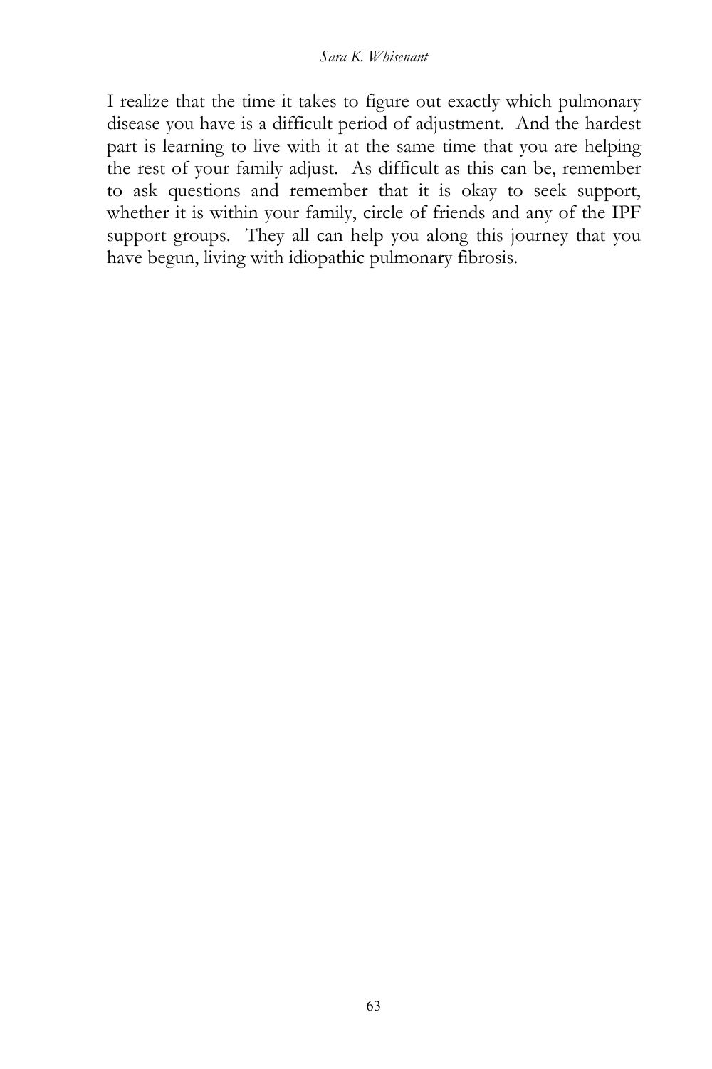I realize that the time it takes to figure out exactly which pulmonary disease you have is a difficult period of adjustment. And the hardest part is learning to live with it at the same time that you are helping the rest of your family adjust. As difficult as this can be, remember to ask questions and remember that it is okay to seek support, whether it is within your family, circle of friends and any of the IPF support groups. They all can help you along this journey that you have begun, living with idiopathic pulmonary fibrosis.